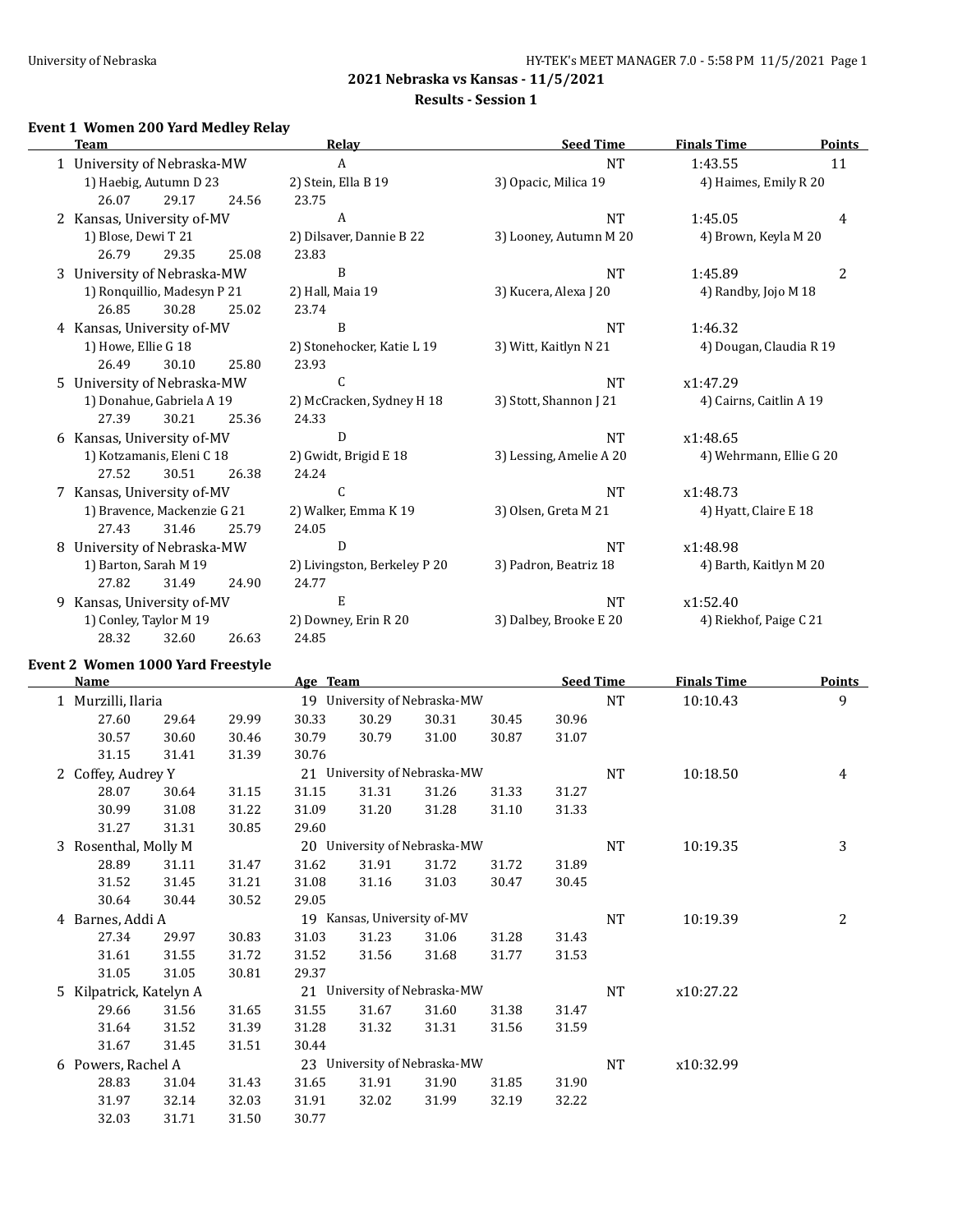University of Nebraska

HY-TEK's MEET MANAGER 7.0 - 5:58 PM 11/5/2021

## 2021 Nebraska vs Kansas - 11/5/2021

### Results - Session 1

#### Event 1 Women 200 Yard Medley Relay

| | Team | Relay | Seed Time | Finals Time | Points |
|---|---|---|---|---|---|
| 1 | University of Nebraska-MW | A | NT | 1:43.55 | 11 |
| | 1) Haebig, Autumn D 23 | 2) Stein, Ella B 19 | 3) Opacic, Milica 19 | 4) Haimes, Emily R 20 | |
| | 26.07 29.17 24.56 23.75 | | | | |
| 2 | Kansas, University of-MV | A | NT | 1:45.05 | 4 |
| | 1) Blose, Dewi T 21 | 2) Dilsaver, Dannie B 22 | 3) Looney, Autumn M 20 | 4) Brown, Keyla M 20 | |
| | 26.79 29.35 25.08 23.83 | | | | |
| 3 | University of Nebraska-MW | B | NT | 1:45.89 | 2 |
| | 1) Ronquillio, Madesyn P 21 | 2) Hall, Maia 19 | 3) Kucera, Alexa J 20 | 4) Randby, Jojo M 18 | |
| | 26.85 30.28 25.02 23.74 | | | | |
| 4 | Kansas, University of-MV | B | NT | 1:46.32 | |
| | 1) Howe, Ellie G 18 | 2) Stonehocker, Katie L 19 | 3) Witt, Kaitlyn N 21 | 4) Dougan, Claudia R 19 | |
| | 26.49 30.10 25.80 23.93 | | | | |
| 5 | University of Nebraska-MW | C | NT | x1:47.29 | |
| | 1) Donahue, Gabriela A 19 | 2) McCracken, Sydney H 18 | 3) Stott, Shannon J 21 | 4) Cairns, Caitlin A 19 | |
| | 27.39 30.21 25.36 24.33 | | | | |
| 6 | Kansas, University of-MV | D | NT | x1:48.65 | |
| | 1) Kotzamanis, Eleni C 18 | 2) Gwidt, Brigid E 18 | 3) Lessing, Amelie A 20 | 4) Wehrmann, Ellie G 20 | |
| | 27.52 30.51 26.38 24.24 | | | | |
| 7 | Kansas, University of-MV | C | NT | x1:48.73 | |
| | 1) Bravence, Mackenzie G 21 | 2) Walker, Emma K 19 | 3) Olsen, Greta M 21 | 4) Hyatt, Claire E 18 | |
| | 27.43 31.46 25.79 24.05 | | | | |
| 8 | University of Nebraska-MW | D | NT | x1:48.98 | |
| | 1) Barton, Sarah M 19 | 2) Livingston, Berkeley P 20 | 3) Padron, Beatriz 18 | 4) Barth, Kaitlyn M 20 | |
| | 27.82 31.49 24.90 24.77 | | | | |
| 9 | Kansas, University of-MV | E | NT | x1:52.40 | |
| | 1) Conley, Taylor M 19 | 2) Downey, Erin R 20 | 3) Dalbey, Brooke E 20 | 4) Riekhof, Paige C 21 | |
| | 28.32 32.60 26.63 24.85 | | | | |

#### Event 2 Women 1000 Yard Freestyle

| | Name | Age | Team | Seed Time | Finals Time | Points |
|---|---|---|---|---|---|---|
| 1 | Murzilli, Ilaria | 19 | University of Nebraska-MW | NT | 10:10.43 | 9 |
| | 27.60 29.64 29.99 30.33 30.29 30.31 30.45 30.96 | | | | | |
| | 30.57 30.60 30.46 30.79 30.79 31.00 30.87 31.07 | | | | | |
| | 31.15 31.41 31.39 30.76 | | | | | |
| 2 | Coffey, Audrey Y | 21 | University of Nebraska-MW | NT | 10:18.50 | 4 |
| | 28.07 30.64 31.15 31.15 31.31 31.26 31.33 31.27 | | | | | |
| | 30.99 31.08 31.22 31.09 31.20 31.28 31.10 31.33 | | | | | |
| | 31.27 31.31 30.85 29.60 | | | | | |
| 3 | Rosenthal, Molly M | 20 | University of Nebraska-MW | NT | 10:19.35 | 3 |
| | 28.89 31.11 31.47 31.62 31.91 31.72 31.72 31.89 | | | | | |
| | 31.52 31.45 31.21 31.08 31.16 31.03 30.47 30.45 | | | | | |
| | 30.64 30.44 30.52 29.05 | | | | | |
| 4 | Barnes, Addi A | 19 | Kansas, University of-MV | NT | 10:19.39 | 2 |
| | 27.34 29.97 30.83 31.03 31.23 31.06 31.28 31.43 | | | | | |
| | 31.61 31.55 31.72 31.52 31.56 31.68 31.77 31.53 | | | | | |
| | 31.05 31.05 30.81 29.37 | | | | | |
| 5 | Kilpatrick, Katelyn A | 21 | University of Nebraska-MW | NT | x10:27.22 | |
| | 29.66 31.56 31.65 31.55 31.67 31.60 31.38 31.47 | | | | | |
| | 31.64 31.52 31.39 31.28 31.32 31.31 31.56 31.59 | | | | | |
| | 31.67 31.45 31.51 30.44 | | | | | |
| 6 | Powers, Rachel A | 23 | University of Nebraska-MW | NT | x10:32.99 | |
| | 28.83 31.04 31.43 31.65 31.91 31.90 31.85 31.90 | | | | | |
| | 31.97 32.14 32.03 31.91 32.02 31.99 32.19 32.22 | | | | | |
| | 32.03 31.71 31.50 30.77 | | | | | |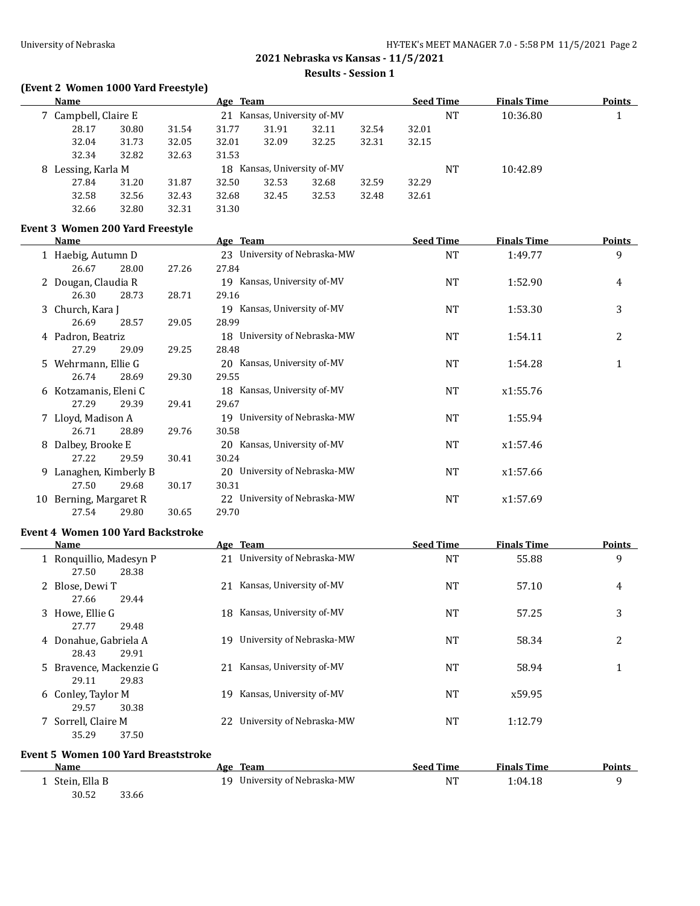**2021 Nebraska vs Kansas - 11/5/2021**

**Results - Session 1**

### (Event 2 Women 1000 Yard Freestyle)

| | Name | Age | Team | Seed Time | Finals Time | Points |
|---|---|---|---|---|---|---|
| 7 | Campbell, Claire E | 21 | Kansas, University of-MV | NT | 10:36.80 | 1 |
| | 28.17 30.80 31.54 31.77 31.91 32.11 32.54 32.01 | | | | | |
| | 32.04 31.73 32.05 32.01 32.09 32.25 32.31 32.15 | | | | | |
| | 32.34 32.82 32.63 31.53 | | | | | |
| 8 | Lessing, Karla M | 18 | Kansas, University of-MV | NT | 10:42.89 | |
| | 27.84 31.20 31.87 32.50 32.53 32.68 32.59 32.29 | | | | | |
| | 32.58 32.56 32.43 32.68 32.45 32.53 32.48 32.61 | | | | | |
| | 32.66 32.80 32.31 31.30 | | | | | |

### Event 3 Women 200 Yard Freestyle

| | Name | Age | Team | Seed Time | Finals Time | Points |
|---|---|---|---|---|---|---|
| 1 | Haebig, Autumn D | 23 | University of Nebraska-MW | NT | 1:49.77 | 9 |
| | 26.67 28.00 27.26 27.84 | | | | | |
| 2 | Dougan, Claudia R | 19 | Kansas, University of-MV | NT | 1:52.90 | 4 |
| | 26.30 28.73 28.71 29.16 | | | | | |
| 3 | Church, Kara J | 19 | Kansas, University of-MV | NT | 1:53.30 | 3 |
| | 26.69 28.57 29.05 28.99 | | | | | |
| 4 | Padron, Beatriz | 18 | University of Nebraska-MW | NT | 1:54.11 | 2 |
| | 27.29 29.09 29.25 28.48 | | | | | |
| 5 | Wehrmann, Ellie G | 20 | Kansas, University of-MV | NT | 1:54.28 | 1 |
| | 26.74 28.69 29.30 29.55 | | | | | |
| 6 | Kotzamanis, Eleni C | 18 | Kansas, University of-MV | NT | x1:55.76 | |
| | 27.29 29.39 29.41 29.67 | | | | | |
| 7 | Lloyd, Madison A | 19 | University of Nebraska-MW | NT | 1:55.94 | |
| | 26.71 28.89 29.76 30.58 | | | | | |
| 8 | Dalbey, Brooke E | 20 | Kansas, University of-MV | NT | x1:57.46 | |
| | 27.22 29.59 30.41 30.24 | | | | | |
| 9 | Lanaghen, Kimberly B | 20 | University of Nebraska-MW | NT | x1:57.66 | |
| | 27.50 29.68 30.17 30.31 | | | | | |
| 10 | Berning, Margaret R | 22 | University of Nebraska-MW | NT | x1:57.69 | |
| | 27.54 29.80 30.65 29.70 | | | | | |

### Event 4 Women 100 Yard Backstroke

| | Name | Age | Team | Seed Time | Finals Time | Points |
|---|---|---|---|---|---|---|
| 1 | Ronquillio, Madesyn P | 21 | University of Nebraska-MW | NT | 55.88 | 9 |
| | 27.50 28.38 | | | | | |
| 2 | Blose, Dewi T | 21 | Kansas, University of-MV | NT | 57.10 | 4 |
| | 27.66 29.44 | | | | | |
| 3 | Howe, Ellie G | 18 | Kansas, University of-MV | NT | 57.25 | 3 |
| | 27.77 29.48 | | | | | |
| 4 | Donahue, Gabriela A | 19 | University of Nebraska-MW | NT | 58.34 | 2 |
| | 28.43 29.91 | | | | | |
| 5 | Bravence, Mackenzie G | 21 | Kansas, University of-MV | NT | 58.94 | 1 |
| | 29.11 29.83 | | | | | |
| 6 | Conley, Taylor M | 19 | Kansas, University of-MV | NT | x59.95 | |
| | 29.57 30.38 | | | | | |
| 7 | Sorrell, Claire M | 22 | University of Nebraska-MW | NT | 1:12.79 | |
| | 35.29 37.50 | | | | | |

### Event 5 Women 100 Yard Breaststroke

| | Name | Age | Team | Seed Time | Finals Time | Points |
|---|---|---|---|---|---|---|
| 1 | Stein, Ella B | 19 | University of Nebraska-MW | NT | 1:04.18 | 9 |
| | 30.52 33.66 | | | | | |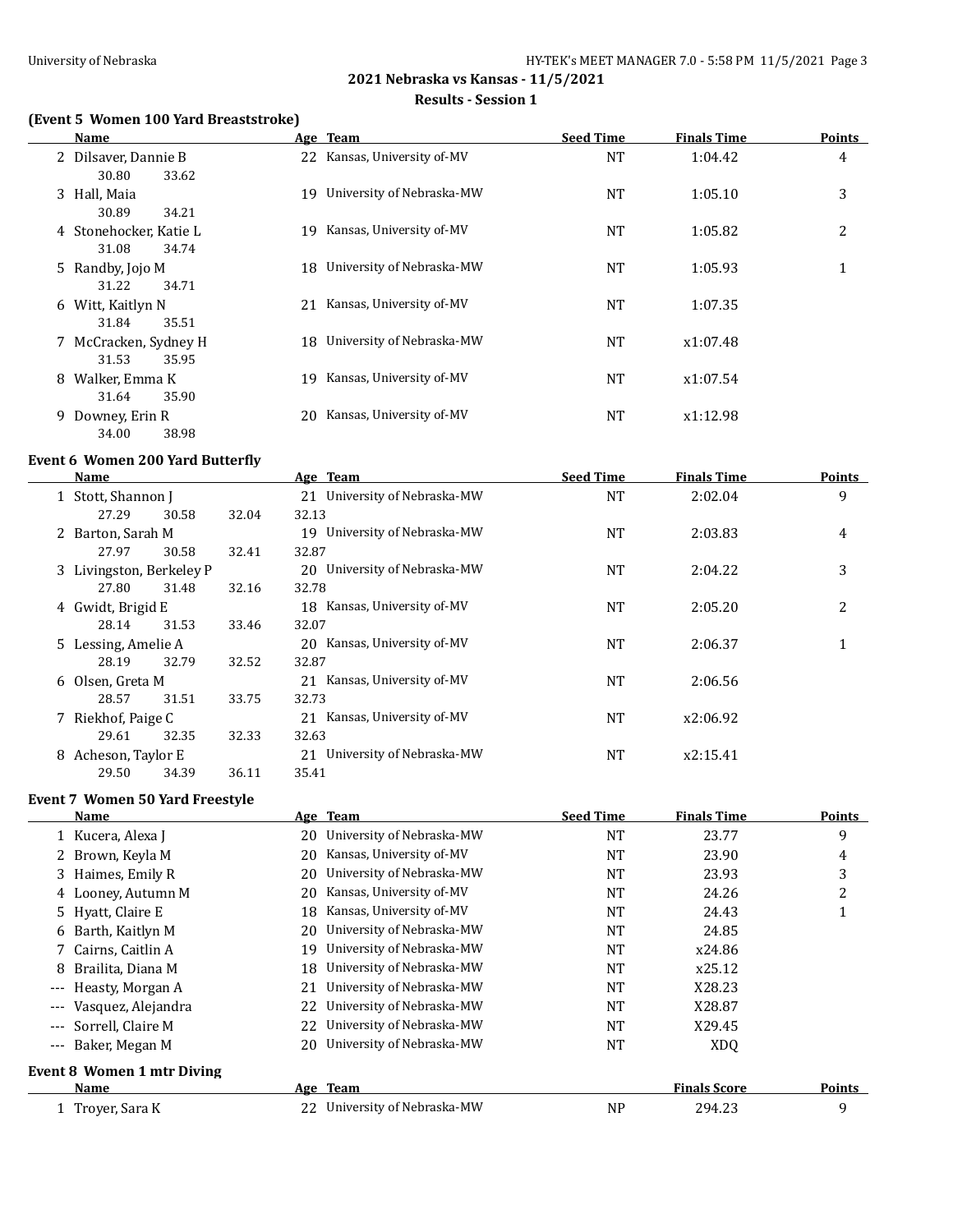**2021 Nebraska vs Kansas - 11/5/2021**

**Results - Session 1**

### (Event 5 Women 100 Yard Breaststroke)

| | Name | Age | Team | Seed Time | Finals Time | Points |
|---|---|---|---|---|---|---|
| 2 | Dilsaver, Dannie B | 22 | Kansas, University of-MV | NT | 1:04.42 | 4 |
| | 30.80 33.62 | | | | | |
| 3 | Hall, Maia | 19 | University of Nebraska-MW | NT | 1:05.10 | 3 |
| | 30.89 34.21 | | | | | |
| 4 | Stonehocker, Katie L | 19 | Kansas, University of-MV | NT | 1:05.82 | 2 |
| | 31.08 34.74 | | | | | |
| 5 | Randby, Jojo M | 18 | University of Nebraska-MW | NT | 1:05.93 | 1 |
| | 31.22 34.71 | | | | | |
| 6 | Witt, Kaitlyn N | 21 | Kansas, University of-MV | NT | 1:07.35 | |
| | 31.84 35.51 | | | | | |
| 7 | McCracken, Sydney H | 18 | University of Nebraska-MW | NT | x1:07.48 | |
| | 31.53 35.95 | | | | | |
| 8 | Walker, Emma K | 19 | Kansas, University of-MV | NT | x1:07.54 | |
| | 31.64 35.90 | | | | | |
| 9 | Downey, Erin R | 20 | Kansas, University of-MV | NT | x1:12.98 | |
| | 34.00 38.98 | | | | | |

### Event 6 Women 200 Yard Butterfly

| | Name | Age | Team | Seed Time | Finals Time | Points |
|---|---|---|---|---|---|---|
| 1 | Stott, Shannon J | 21 | University of Nebraska-MW | NT | 2:02.04 | 9 |
| | 27.29 30.58 32.04 32.13 | | | | | |
| 2 | Barton, Sarah M | 19 | University of Nebraska-MW | NT | 2:03.83 | 4 |
| | 27.97 30.58 32.41 32.87 | | | | | |
| 3 | Livingston, Berkeley P | 20 | University of Nebraska-MW | NT | 2:04.22 | 3 |
| | 27.80 31.48 32.16 32.78 | | | | | |
| 4 | Gwidt, Brigid E | 18 | Kansas, University of-MV | NT | 2:05.20 | 2 |
| | 28.14 31.53 33.46 32.07 | | | | | |
| 5 | Lessing, Amelie A | 20 | Kansas, University of-MV | NT | 2:06.37 | 1 |
| | 28.19 32.79 32.52 32.87 | | | | | |
| 6 | Olsen, Greta M | 21 | Kansas, University of-MV | NT | 2:06.56 | |
| | 28.57 31.51 33.75 32.73 | | | | | |
| 7 | Riekhof, Paige C | 21 | Kansas, University of-MV | NT | x2:06.92 | |
| | 29.61 32.35 32.33 32.63 | | | | | |
| 8 | Acheson, Taylor E | 21 | University of Nebraska-MW | NT | x2:15.41 | |
| | 29.50 34.39 36.11 35.41 | | | | | |

### Event 7 Women 50 Yard Freestyle

| | Name | Age | Team | Seed Time | Finals Time | Points |
|---|---|---|---|---|---|---|
| 1 | Kucera, Alexa J | 20 | University of Nebraska-MW | NT | 23.77 | 9 |
| 2 | Brown, Keyla M | 20 | Kansas, University of-MV | NT | 23.90 | 4 |
| 3 | Haimes, Emily R | 20 | University of Nebraska-MW | NT | 23.93 | 3 |
| 4 | Looney, Autumn M | 20 | Kansas, University of-MV | NT | 24.26 | 2 |
| 5 | Hyatt, Claire E | 18 | Kansas, University of-MV | NT | 24.43 | 1 |
| 6 | Barth, Kaitlyn M | 20 | University of Nebraska-MW | NT | 24.85 | |
| 7 | Cairns, Caitlin A | 19 | University of Nebraska-MW | NT | x24.86 | |
| 8 | Brailita, Diana M | 18 | University of Nebraska-MW | NT | x25.12 | |
| --- | Heasty, Morgan A | 21 | University of Nebraska-MW | NT | X28.23 | |
| --- | Vasquez, Alejandra | 22 | University of Nebraska-MW | NT | X28.87 | |
| --- | Sorrell, Claire M | 22 | University of Nebraska-MW | NT | X29.45 | |
| --- | Baker, Megan M | 20 | University of Nebraska-MW | NT | XDQ | |

### Event 8 Women 1 mtr Diving

| | Name | Age | Team | | Finals Score | Points |
|---|---|---|---|---|---|---|
| 1 | Troyer, Sara K | 22 | University of Nebraska-MW | NP | 294.23 | 9 |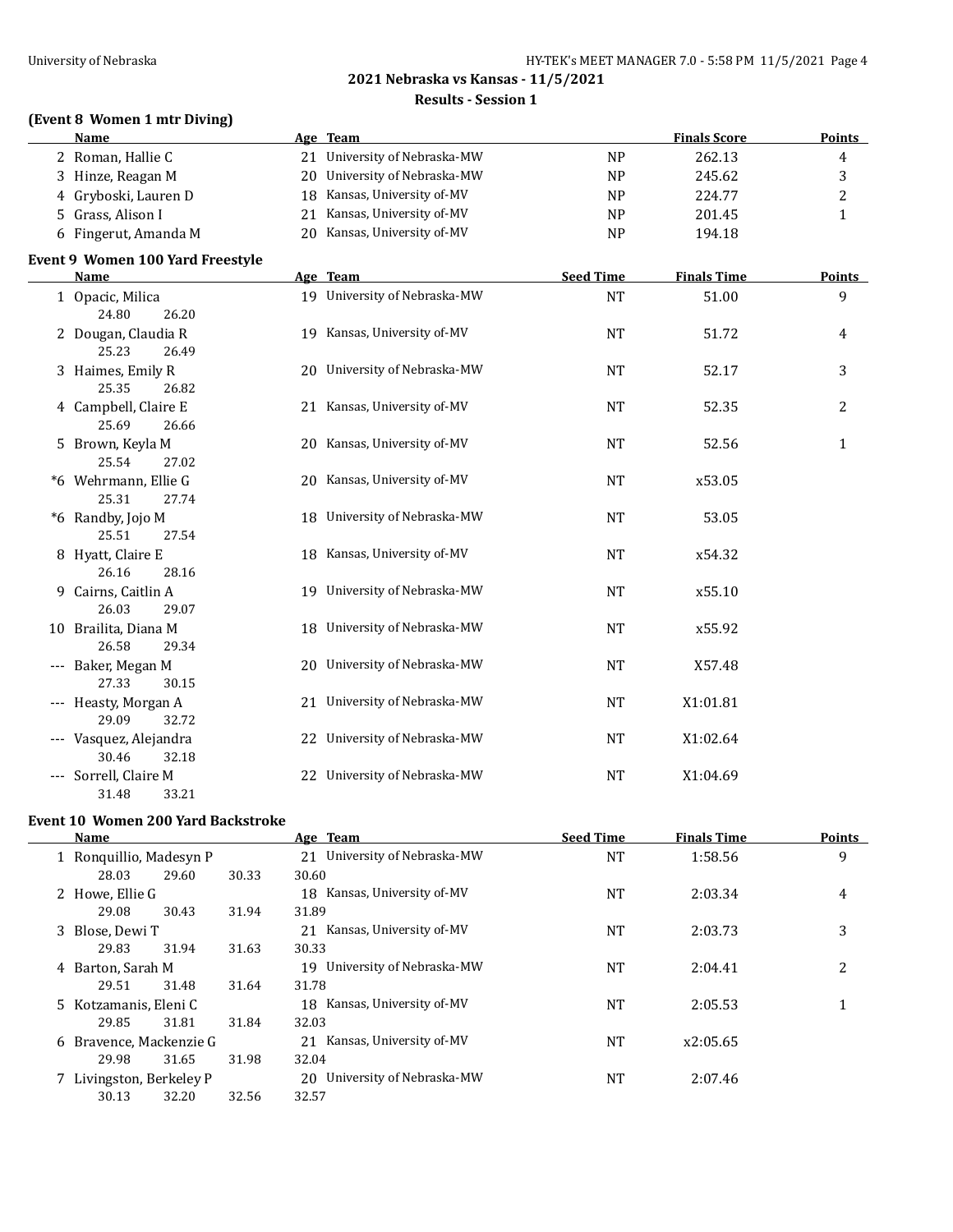**2021 Nebraska vs Kansas - 11/5/2021**

**Results - Session 1**

### (Event 8 Women 1 mtr Diving)

| | Name | Age | Team | | Finals Score | Points |
|---|---|---|---|---|---|---|
| 2 | Roman, Hallie C | 21 | University of Nebraska-MW | NP | 262.13 | 4 |
| 3 | Hinze, Reagan M | 20 | University of Nebraska-MW | NP | 245.62 | 3 |
| 4 | Gryboski, Lauren D | 18 | Kansas, University of-MV | NP | 224.77 | 2 |
| 5 | Grass, Alison I | 21 | Kansas, University of-MV | NP | 201.45 | 1 |
| 6 | Fingerut, Amanda M | 20 | Kansas, University of-MV | NP | 194.18 | |

### Event 9 Women 100 Yard Freestyle

| | Name | Age | Team | Seed Time | Finals Time | Points |
|---|---|---|---|---|---|---|
| 1 | Opacic, Milica | 19 | University of Nebraska-MW | NT | 51.00 | 9 |
| | 24.80 26.20 | | | | | |
| 2 | Dougan, Claudia R | 19 | Kansas, University of-MV | NT | 51.72 | 4 |
| | 25.23 26.49 | | | | | |
| 3 | Haimes, Emily R | 20 | University of Nebraska-MW | NT | 52.17 | 3 |
| | 25.35 26.82 | | | | | |
| 4 | Campbell, Claire E | 21 | Kansas, University of-MV | NT | 52.35 | 2 |
| | 25.69 26.66 | | | | | |
| 5 | Brown, Keyla M | 20 | Kansas, University of-MV | NT | 52.56 | 1 |
| | 25.54 27.02 | | | | | |
| *6 | Wehrmann, Ellie G | 20 | Kansas, University of-MV | NT | x53.05 | |
| | 25.31 27.74 | | | | | |
| *6 | Randby, Jojo M | 18 | University of Nebraska-MW | NT | 53.05 | |
| | 25.51 27.54 | | | | | |
| 8 | Hyatt, Claire E | 18 | Kansas, University of-MV | NT | x54.32 | |
| | 26.16 28.16 | | | | | |
| 9 | Cairns, Caitlin A | 19 | University of Nebraska-MW | NT | x55.10 | |
| | 26.03 29.07 | | | | | |
| 10 | Brailita, Diana M | 18 | University of Nebraska-MW | NT | x55.92 | |
| | 26.58 29.34 | | | | | |
| --- | Baker, Megan M | 20 | University of Nebraska-MW | NT | X57.48 | |
| | 27.33 30.15 | | | | | |
| --- | Heasty, Morgan A | 21 | University of Nebraska-MW | NT | X1:01.81 | |
| | 29.09 32.72 | | | | | |
| --- | Vasquez, Alejandra | 22 | University of Nebraska-MW | NT | X1:02.64 | |
| | 30.46 32.18 | | | | | |
| --- | Sorrell, Claire M | 22 | University of Nebraska-MW | NT | X1:04.69 | |
| | 31.48 33.21 | | | | | |

### Event 10 Women 200 Yard Backstroke

| | Name | Age | Team | Seed Time | Finals Time | Points |
|---|---|---|---|---|---|---|
| 1 | Ronquillio, Madesyn P | 21 | University of Nebraska-MW | NT | 1:58.56 | 9 |
| | 28.03 29.60 30.33 30.60 | | | | | |
| 2 | Howe, Ellie G | 18 | Kansas, University of-MV | NT | 2:03.34 | 4 |
| | 29.08 30.43 31.94 31.89 | | | | | |
| 3 | Blose, Dewi T | 21 | Kansas, University of-MV | NT | 2:03.73 | 3 |
| | 29.83 31.94 31.63 30.33 | | | | | |
| 4 | Barton, Sarah M | 19 | University of Nebraska-MW | NT | 2:04.41 | 2 |
| | 29.51 31.48 31.64 31.78 | | | | | |
| 5 | Kotzamanis, Eleni C | 18 | Kansas, University of-MV | NT | 2:05.53 | 1 |
| | 29.85 31.81 31.84 32.03 | | | | | |
| 6 | Bravence, Mackenzie G | 21 | Kansas, University of-MV | NT | x2:05.65 | |
| | 29.98 31.65 31.98 32.04 | | | | | |
| 7 | Livingston, Berkeley P | 20 | University of Nebraska-MW | NT | 2:07.46 | |
| | 30.13 32.20 32.56 32.57 | | | | | |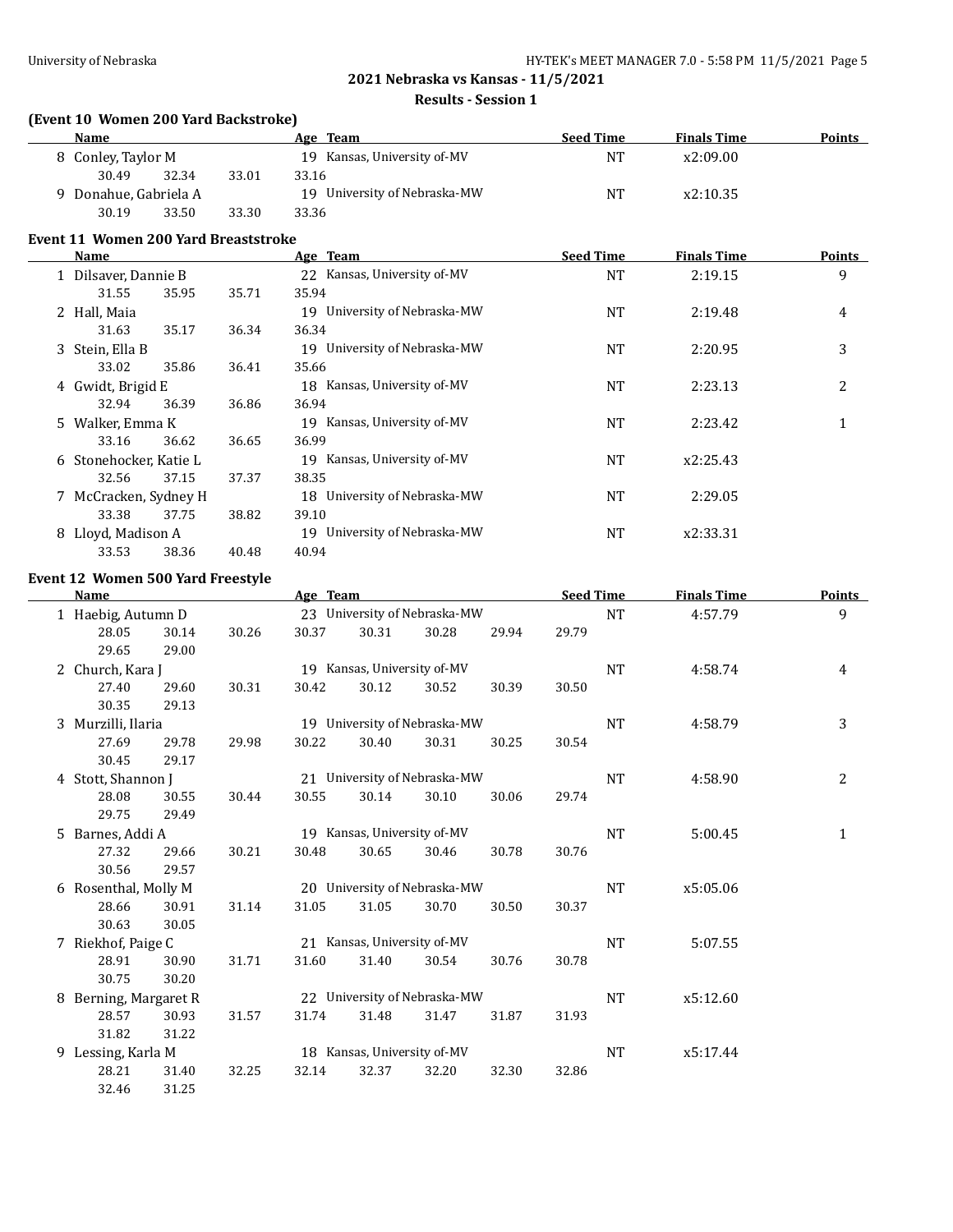## 2021 Nebraska vs Kansas - 11/5/2021

### Results - Session 1

### (Event 10 Women 200 Yard Backstroke)

| | Name | Age | Team | Seed Time | Finals Time | Points |
|---|---|---|---|---|---|---|
| 8 | Conley, Taylor M | 19 | Kansas, University of-MV | NT | x2:09.00 | |
| | 30.49 32.34 33.01 33.16 | | | | | |
| 9 | Donahue, Gabriela A | 19 | University of Nebraska-MW | NT | x2:10.35 | |
| | 30.19 33.50 33.30 33.36 | | | | | |

### Event 11 Women 200 Yard Breaststroke

| | Name | Age | Team | Seed Time | Finals Time | Points |
|---|---|---|---|---|---|---|
| 1 | Dilsaver, Dannie B | 22 | Kansas, University of-MV | NT | 2:19.15 | 9 |
| | 31.55 35.95 35.71 35.94 | | | | | |
| 2 | Hall, Maia | 19 | University of Nebraska-MW | NT | 2:19.48 | 4 |
| | 31.63 35.17 36.34 36.34 | | | | | |
| 3 | Stein, Ella B | 19 | University of Nebraska-MW | NT | 2:20.95 | 3 |
| | 33.02 35.86 36.41 35.66 | | | | | |
| 4 | Gwidt, Brigid E | 18 | Kansas, University of-MV | NT | 2:23.13 | 2 |
| | 32.94 36.39 36.86 36.94 | | | | | |
| 5 | Walker, Emma K | 19 | Kansas, University of-MV | NT | 2:23.42 | 1 |
| | 33.16 36.62 36.65 36.99 | | | | | |
| 6 | Stonehocker, Katie L | 19 | Kansas, University of-MV | NT | x2:25.43 | |
| | 32.56 37.15 37.37 38.35 | | | | | |
| 7 | McCracken, Sydney H | 18 | University of Nebraska-MW | NT | 2:29.05 | |
| | 33.38 37.75 38.82 39.10 | | | | | |
| 8 | Lloyd, Madison A | 19 | University of Nebraska-MW | NT | x2:33.31 | |
| | 33.53 38.36 40.48 40.94 | | | | | |

### Event 12 Women 500 Yard Freestyle

| | Name | Age | Team | Seed Time | Finals Time | Points |
|---|---|---|---|---|---|---|
| 1 | Haebig, Autumn D | 23 | University of Nebraska-MW | NT | 4:57.79 | 9 |
| | 28.05 30.14 30.26 30.37 30.31 30.28 29.94 29.79 29.65 29.00 | | | | | |
| 2 | Church, Kara J | 19 | Kansas, University of-MV | NT | 4:58.74 | 4 |
| | 27.40 29.60 30.31 30.42 30.12 30.52 30.39 30.50 30.35 29.13 | | | | | |
| 3 | Murzilli, Ilaria | 19 | University of Nebraska-MW | NT | 4:58.79 | 3 |
| | 27.69 29.78 29.98 30.22 30.40 30.31 30.25 30.54 30.45 29.17 | | | | | |
| 4 | Stott, Shannon J | 21 | University of Nebraska-MW | NT | 4:58.90 | 2 |
| | 28.08 30.55 30.44 30.55 30.14 30.10 30.06 29.74 29.75 29.49 | | | | | |
| 5 | Barnes, Addi A | 19 | Kansas, University of-MV | NT | 5:00.45 | 1 |
| | 27.32 29.66 30.21 30.48 30.65 30.46 30.78 30.76 30.56 29.57 | | | | | |
| 6 | Rosenthal, Molly M | 20 | University of Nebraska-MW | NT | x5:05.06 | |
| | 28.66 30.91 31.14 31.05 31.05 30.70 30.50 30.37 30.63 30.05 | | | | | |
| 7 | Riekhof, Paige C | 21 | Kansas, University of-MV | NT | 5:07.55 | |
| | 28.91 30.90 31.71 31.60 31.40 30.54 30.76 30.78 30.75 30.20 | | | | | |
| 8 | Berning, Margaret R | 22 | University of Nebraska-MW | NT | x5:12.60 | |
| | 28.57 30.93 31.57 31.74 31.48 31.47 31.87 31.93 31.82 31.22 | | | | | |
| 9 | Lessing, Karla M | 18 | Kansas, University of-MV | NT | x5:17.44 | |
| | 28.21 31.40 32.25 32.14 32.37 32.20 32.30 32.86 32.46 31.25 | | | | | |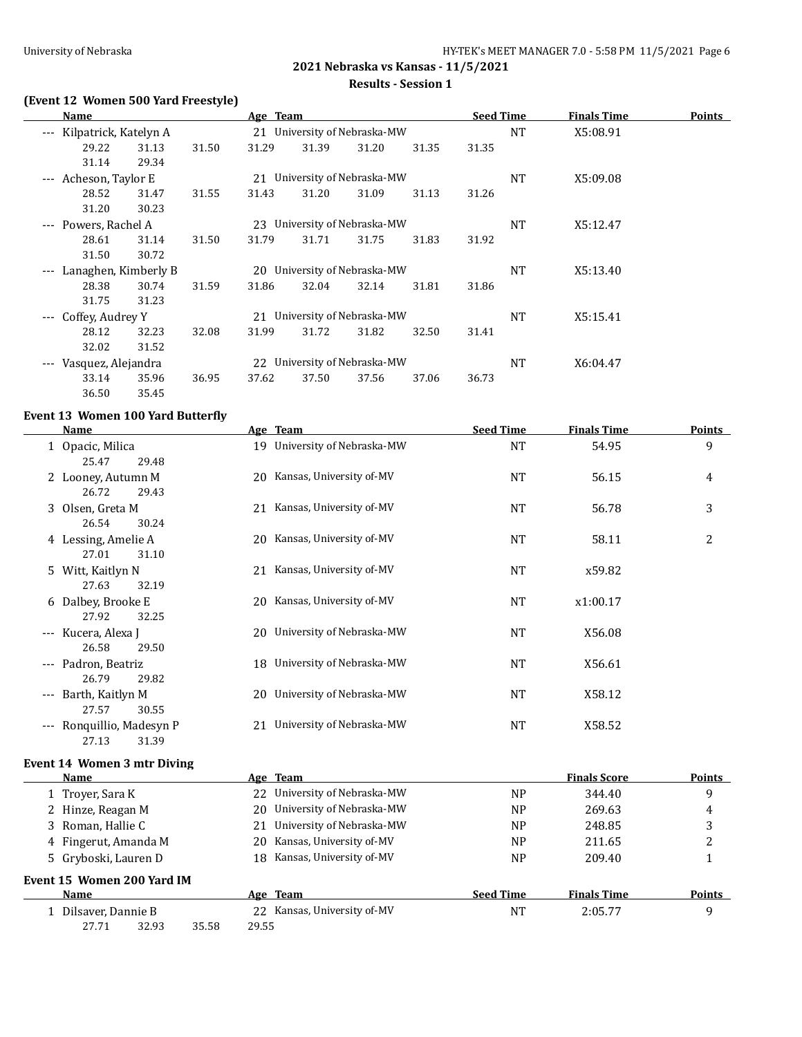## 2021 Nebraska vs Kansas - 11/5/2021

### Results - Session 1

### (Event 12 Women 500 Yard Freestyle)

| | Name | Age | Team | Seed Time | Finals Time | Points |
|---|---|---|---|---|---|---|
| --- | Kilpatrick, Katelyn A | 21 | University of Nebraska-MW | NT | X5:08.91 | |
| | 29.22 31.13 31.50 31.29 31.39 31.20 31.35 31.35 31.14 29.34 | | | | | |
| --- | Acheson, Taylor E | 21 | University of Nebraska-MW | NT | X5:09.08 | |
| | 28.52 31.47 31.55 31.43 31.20 31.09 31.13 31.26 31.20 30.23 | | | | | |
| --- | Powers, Rachel A | 23 | University of Nebraska-MW | NT | X5:12.47 | |
| | 28.61 31.14 31.50 31.79 31.71 31.75 31.83 31.92 31.50 30.72 | | | | | |
| --- | Lanaghen, Kimberly B | 20 | University of Nebraska-MW | NT | X5:13.40 | |
| | 28.38 30.74 31.59 31.86 32.04 32.14 31.81 31.86 31.75 31.23 | | | | | |
| --- | Coffey, Audrey Y | 21 | University of Nebraska-MW | NT | X5:15.41 | |
| | 28.12 32.23 32.08 31.99 31.72 31.82 32.50 31.41 32.02 31.52 | | | | | |
| --- | Vasquez, Alejandra | 22 | University of Nebraska-MW | NT | X6:04.47 | |
| | 33.14 35.96 36.95 37.62 37.50 37.56 37.06 36.73 36.50 35.45 | | | | | |

### Event 13 Women 100 Yard Butterfly

| | Name | Age | Team | Seed Time | Finals Time | Points |
|---|---|---|---|---|---|---|
| 1 | Opacic, Milica | 19 | University of Nebraska-MW | NT | 54.95 | 9 |
| | 25.47 29.48 | | | | | |
| 2 | Looney, Autumn M | 20 | Kansas, University of-MV | NT | 56.15 | 4 |
| | 26.72 29.43 | | | | | |
| 3 | Olsen, Greta M | 21 | Kansas, University of-MV | NT | 56.78 | 3 |
| | 26.54 30.24 | | | | | |
| 4 | Lessing, Amelie A | 20 | Kansas, University of-MV | NT | 58.11 | 2 |
| | 27.01 31.10 | | | | | |
| 5 | Witt, Kaitlyn N | 21 | Kansas, University of-MV | NT | x59.82 | |
| | 27.63 32.19 | | | | | |
| 6 | Dalbey, Brooke E | 20 | Kansas, University of-MV | NT | x1:00.17 | |
| | 27.92 32.25 | | | | | |
| --- | Kucera, Alexa J | 20 | University of Nebraska-MW | NT | X56.08 | |
| | 26.58 29.50 | | | | | |
| --- | Padron, Beatriz | 18 | University of Nebraska-MW | NT | X56.61 | |
| | 26.79 29.82 | | | | | |
| --- | Barth, Kaitlyn M | 20 | University of Nebraska-MW | NT | X58.12 | |
| | 27.57 30.55 | | | | | |
| --- | Ronquillio, Madesyn P | 21 | University of Nebraska-MW | NT | X58.52 | |
| | 27.13 31.39 | | | | | |

### Event 14 Women 3 mtr Diving

| | Name | Age | Team | | Finals Score | Points |
|---|---|---|---|---|---|---|
| 1 | Troyer, Sara K | 22 | University of Nebraska-MW | NP | 344.40 | 9 |
| 2 | Hinze, Reagan M | 20 | University of Nebraska-MW | NP | 269.63 | 4 |
| 3 | Roman, Hallie C | 21 | University of Nebraska-MW | NP | 248.85 | 3 |
| 4 | Fingerut, Amanda M | 20 | Kansas, University of-MV | NP | 211.65 | 2 |
| 5 | Gryboski, Lauren D | 18 | Kansas, University of-MV | NP | 209.40 | 1 |

### Event 15 Women 200 Yard IM

| | Name | Age | Team | Seed Time | Finals Time | Points |
|---|---|---|---|---|---|---|
| 1 | Dilsaver, Dannie B | 22 | Kansas, University of-MV | NT | 2:05.77 | 9 |
| | 27.71 32.93 35.58 29.55 | | | | | |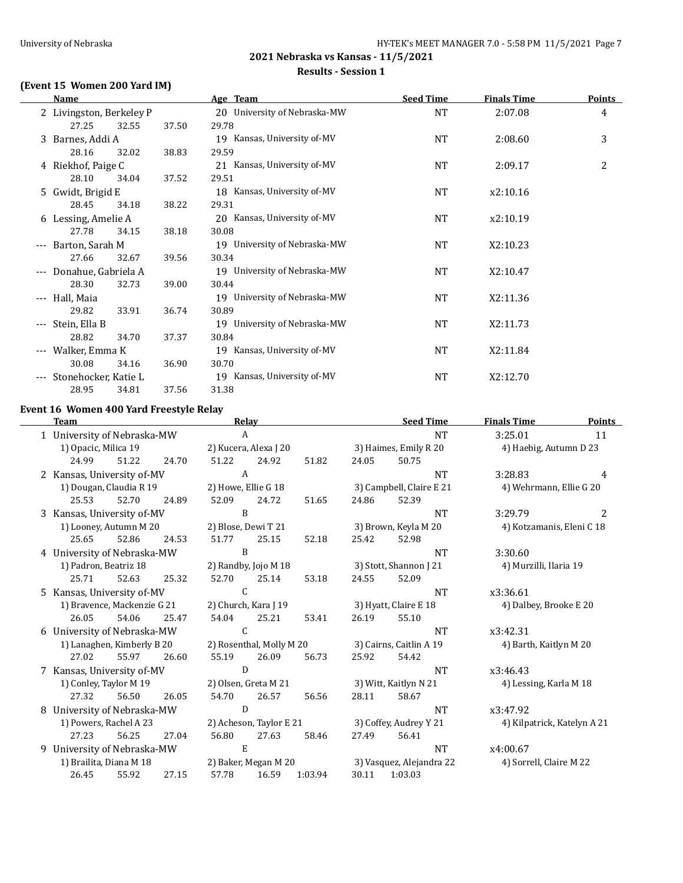## 2021 Nebraska vs Kansas - 11/5/2021

### Results - Session 1

### (Event 15 Women 200 Yard IM)

| Name | Age | Team | Seed Time | Finals Time | Points |
|---|---|---|---|---|---|
| 2 Livingston, Berkeley P | 20 | University of Nebraska-MW | NT | 2:07.08 | 4 |
| 27.25 32.55 37.50 29.78 | | | | | |
| 3 Barnes, Addi A | 19 | Kansas, University of-MV | NT | 2:08.60 | 3 |
| 28.16 32.02 38.83 29.59 | | | | | |
| 4 Riekhof, Paige C | 21 | Kansas, University of-MV | NT | 2:09.17 | 2 |
| 28.10 34.04 37.52 29.51 | | | | | |
| 5 Gwidt, Brigid E | 18 | Kansas, University of-MV | NT | x2:10.16 | |
| 28.45 34.18 38.22 29.31 | | | | | |
| 6 Lessing, Amelie A | 20 | Kansas, University of-MV | NT | x2:10.19 | |
| 27.78 34.15 38.18 30.08 | | | | | |
| --- Barton, Sarah M | 19 | University of Nebraska-MW | NT | X2:10.23 | |
| 27.66 32.67 39.56 30.34 | | | | | |
| --- Donahue, Gabriela A | 19 | University of Nebraska-MW | NT | X2:10.47 | |
| 28.30 32.73 39.00 30.44 | | | | | |
| --- Hall, Maia | 19 | University of Nebraska-MW | NT | X2:11.36 | |
| 29.82 33.91 36.74 30.89 | | | | | |
| --- Stein, Ella B | 19 | University of Nebraska-MW | NT | X2:11.73 | |
| 28.82 34.70 37.37 30.84 | | | | | |
| --- Walker, Emma K | 19 | Kansas, University of-MV | NT | X2:11.84 | |
| 30.08 34.16 36.90 30.70 | | | | | |
| --- Stonehocker, Katie L | 19 | Kansas, University of-MV | NT | X2:12.70 | |
| 28.95 34.81 37.56 31.38 | | | | | |

### Event 16 Women 400 Yard Freestyle Relay

| Team | Relay | Seed Time | Finals Time | Points |
|---|---|---|---|---|
| 1 University of Nebraska-MW | A | NT | 3:25.01 | 11 |
| 1) Opacic, Milica 19; 2) Kucera, Alexa J 20; 3) Haimes, Emily R 20; 4) Haebig, Autumn D 23 | | | | |
| 24.99 51.22 24.70 51.22 24.92 51.82 24.05 50.75 | | | | |
| 2 Kansas, University of-MV | A | NT | 3:28.83 | 4 |
| 1) Dougan, Claudia R 19; 2) Howe, Ellie G 18; 3) Campbell, Claire E 21; 4) Wehrmann, Ellie G 20 | | | | |
| 25.53 52.70 24.89 52.09 24.72 51.65 24.86 52.39 | | | | |
| 3 Kansas, University of-MV | B | NT | 3:29.79 | 2 |
| 1) Looney, Autumn M 20; 2) Blose, Dewi T 21; 3) Brown, Keyla M 20; 4) Kotzamanis, Eleni C 18 | | | | |
| 25.65 52.86 24.53 51.77 25.15 52.18 25.42 52.98 | | | | |
| 4 University of Nebraska-MW | B | NT | 3:30.60 | |
| 1) Padron, Beatriz 18; 2) Randby, Jojo M 18; 3) Stott, Shannon J 21; 4) Murzilli, Ilaria 19 | | | | |
| 25.71 52.63 25.32 52.70 25.14 53.18 24.55 52.09 | | | | |
| 5 Kansas, University of-MV | C | NT | x3:36.61 | |
| 1) Bravence, Mackenzie G 21; 2) Church, Kara J 19; 3) Hyatt, Claire E 18; 4) Dalbey, Brooke E 20 | | | | |
| 26.05 54.06 25.47 54.04 25.21 53.41 26.19 55.10 | | | | |
| 6 University of Nebraska-MW | C | NT | x3:42.31 | |
| 1) Lanaghen, Kimberly B 20; 2) Rosenthal, Molly M 20; 3) Cairns, Caitlin A 19; 4) Barth, Kaitlyn M 20 | | | | |
| 27.02 55.97 26.60 55.19 26.09 56.73 25.92 54.42 | | | | |
| 7 Kansas, University of-MV | D | NT | x3:46.43 | |
| 1) Conley, Taylor M 19; 2) Olsen, Greta M 21; 3) Witt, Kaitlyn N 21; 4) Lessing, Karla M 18 | | | | |
| 27.32 56.50 26.05 54.70 26.57 56.56 28.11 58.67 | | | | |
| 8 University of Nebraska-MW | D | NT | x3:47.92 | |
| 1) Powers, Rachel A 23; 2) Acheson, Taylor E 21; 3) Coffey, Audrey Y 21; 4) Kilpatrick, Katelyn A 21 | | | | |
| 27.23 56.25 27.04 56.80 27.63 58.46 27.49 56.41 | | | | |
| 9 University of Nebraska-MW | E | NT | x4:00.67 | |
| 1) Brailita, Diana M 18; 2) Baker, Megan M 20; 3) Vasquez, Alejandra 22; 4) Sorrell, Claire M 22 | | | | |
| 26.45 55.92 27.15 57.78 16.59 1:03.94 30.11 1:03.03 | | | | |